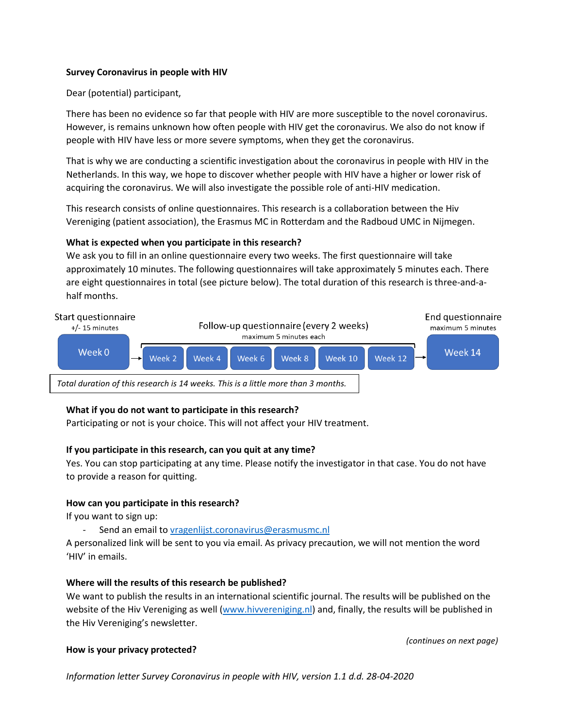**Survey Coronavirus in people with HIV**

Dear (potential) participant,

There has been no evidence so far that people with HIV are more susceptible to the novel coronavirus. However, is remains unknown how often people with HIV get the coronavirus. We also do not know if people with HIV have less or more severe symptoms, when they get the coronavirus.

That is why we are conducting a scientific investigation about the coronavirus in people with HIV in the Netherlands. In this way, we hope to discover whether people with HIV have a higher or lower risk of acquiring the coronavirus. We will also investigate the possible role of anti-HIV medication.

This research consists of online questionnaires. This research is a collaboration between the Hiv Vereniging (patient association), the Erasmus MC in Rotterdam and the Radboud UMC in Nijmegen.

**What is expected when you participate in this research?**

We ask you to fill in an online questionnaire every two weeks. The first questionnaire will take approximately 10 minutes. The following questionnaires will take approximately 5 minutes each. There are eight questionnaires in total (see picture below). The total duration of this research is three-and-a-half months.

| Start questionnaire (+/- 15 minutes) | Follow-up questionnaire (every 2 weeks) (maximum 5 minutes each) | | | | | | End questionnaire (maximum 5 minutes) |
|---|---|---|---|---|---|---|---|
| Week 0 | Week 2 | Week 4 | Week 6 | Week 8 | Week 10 | Week 12 | Week 14 |

*Total duration of this research is 14 weeks. This is a little more than 3 months.*

**What if you do not want to participate in this research?**

Participating or not is your choice. This will not affect your HIV treatment.

**If you participate in this research, can you quit at any time?**

Yes. You can stop participating at any time. Please notify the investigator in that case. You do not have to provide a reason for quitting.

**How can you participate in this research?**

If you want to sign up:

- Send an email to vragenlijst.coronavirus@erasmusmc.nl

A personalized link will be sent to you via email. As privacy precaution, we will not mention the word 'HIV' in emails.

**Where will the results of this research be published?**

We want to publish the results in an international scientific journal. The results will be published on the website of the Hiv Vereniging as well (www.hivvereniging.nl) and, finally, the results will be published in the Hiv Vereniging's newsletter.

*(continues on next page)*

**How is your privacy protected?**

*Information letter Survey Coronavirus in people with HIV, version 1.1 d.d. 28-04-2020*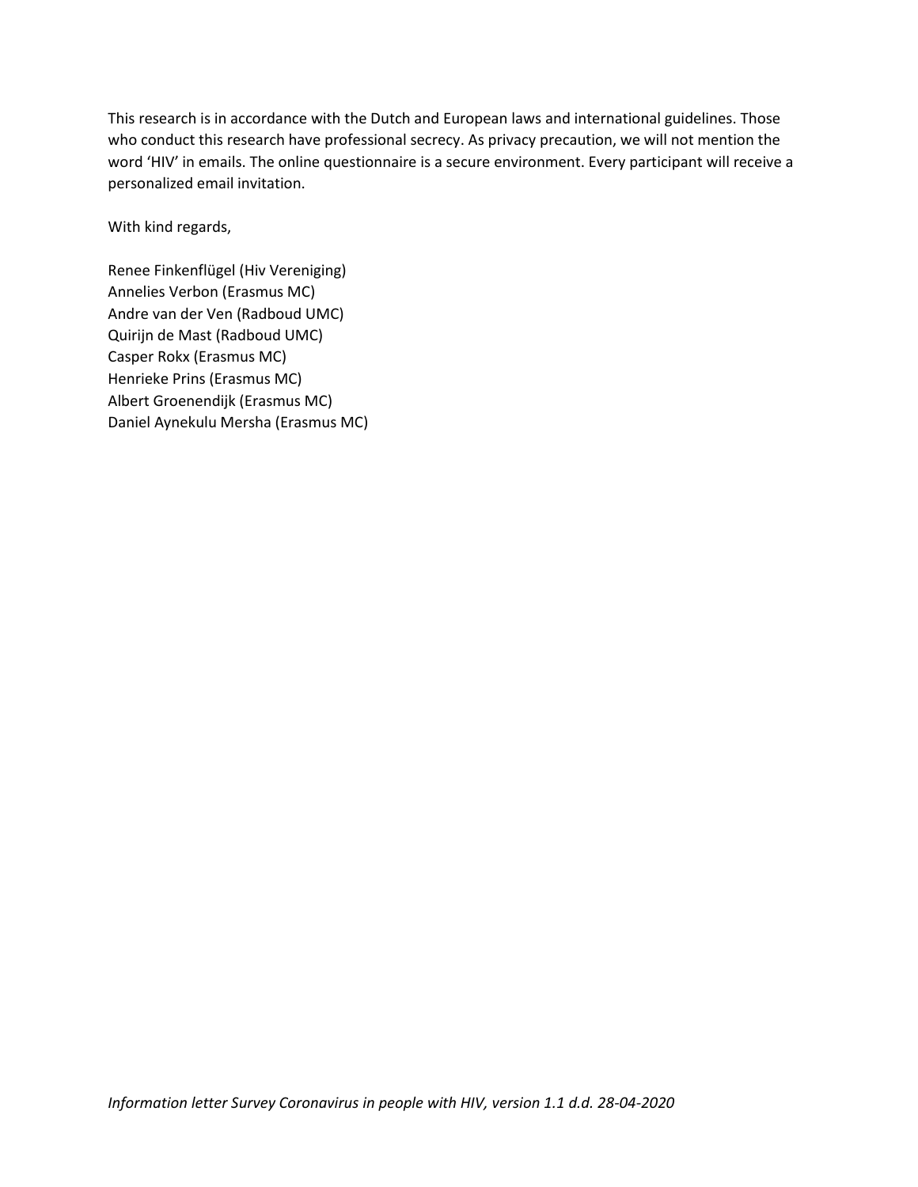This research is in accordance with the Dutch and European laws and international guidelines. Those who conduct this research have professional secrecy. As privacy precaution, we will not mention the word 'HIV' in emails. The online questionnaire is a secure environment. Every participant will receive a personalized email invitation.

With kind regards,

Renee Finkenflügel (Hiv Vereniging)
Annelies Verbon (Erasmus MC)
Andre van der Ven (Radboud UMC)
Quirijn de Mast (Radboud UMC)
Casper Rokx (Erasmus MC)
Henrieke Prins (Erasmus MC)
Albert Groenendijk (Erasmus MC)
Daniel Aynekulu Mersha (Erasmus MC)

*Information letter Survey Coronavirus in people with HIV, version 1.1 d.d. 28-04-2020*